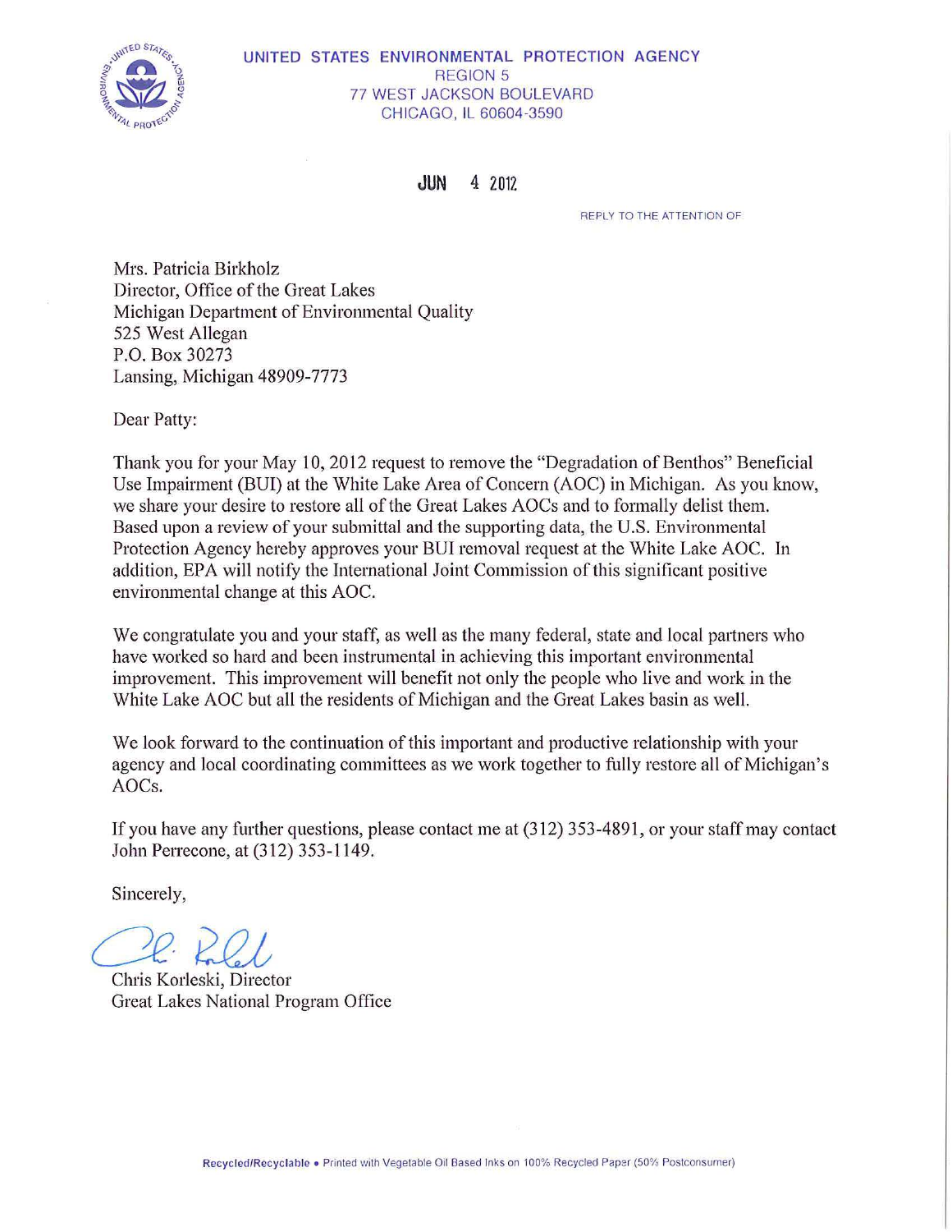UNITED STATES ENVIRONMENTAL PROTECTION AGENCY
REGION 5
77 WEST JACKSON BOULEVARD
CHICAGO, IL 60604-3590

JUN 4 2012

REPLY TO THE ATTENTION OF

Mrs. Patricia Birkholz
Director, Office of the Great Lakes
Michigan Department of Environmental Quality
525 West Allegan
P.O. Box 30273
Lansing, Michigan 48909-7773

Dear Patty:

Thank you for your May 10, 2012 request to remove the "Degradation of Benthos" Beneficial Use Impairment (BUI) at the White Lake Area of Concern (AOC) in Michigan. As you know, we share your desire to restore all of the Great Lakes AOCs and to formally delist them. Based upon a review of your submittal and the supporting data, the U.S. Environmental Protection Agency hereby approves your BUI removal request at the White Lake AOC. In addition, EPA will notify the International Joint Commission of this significant positive environmental change at this AOC.

We congratulate you and your staff, as well as the many federal, state and local partners who have worked so hard and been instrumental in achieving this important environmental improvement. This improvement will benefit not only the people who live and work in the White Lake AOC but all the residents of Michigan and the Great Lakes basin as well.

We look forward to the continuation of this important and productive relationship with your agency and local coordinating committees as we work together to fully restore all of Michigan's AOCs.

If you have any further questions, please contact me at (312) 353-4891, or your staff may contact John Perrecone, at (312) 353-1149.

Sincerely,

Chris Korleski, Director
Great Lakes National Program Office

Recycled/Recyclable • Printed with Vegetable Oil Based Inks on 100% Recycled Paper (50% Postconsumer)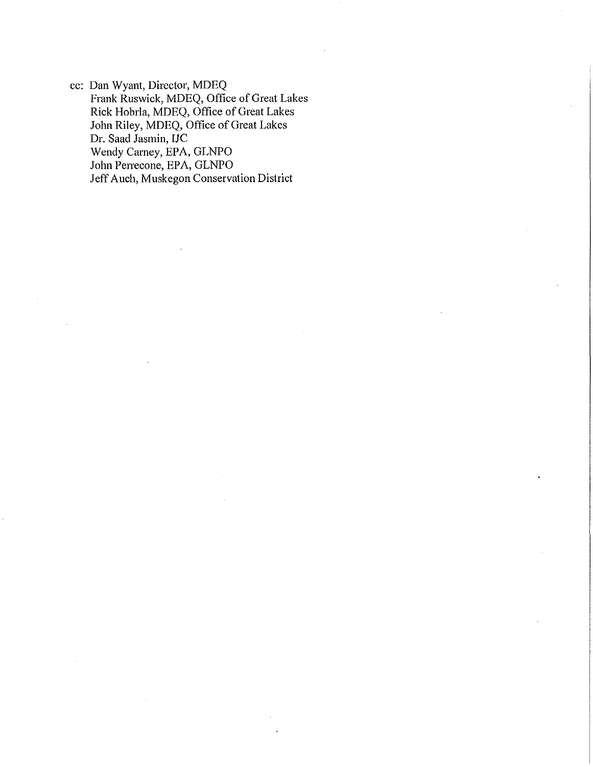cc: Dan Wyant, Director, MDEQ
Frank Ruswick, MDEQ, Office of Great Lakes
Rick Hobrla, MDEQ, Office of Great Lakes
John Riley, MDEQ, Office of Great Lakes
Dr. Saad Jasmin, IJC
Wendy Carney, EPA, GLNPO
John Perrecone, EPA, GLNPO
Jeff Auch, Muskegon Conservation District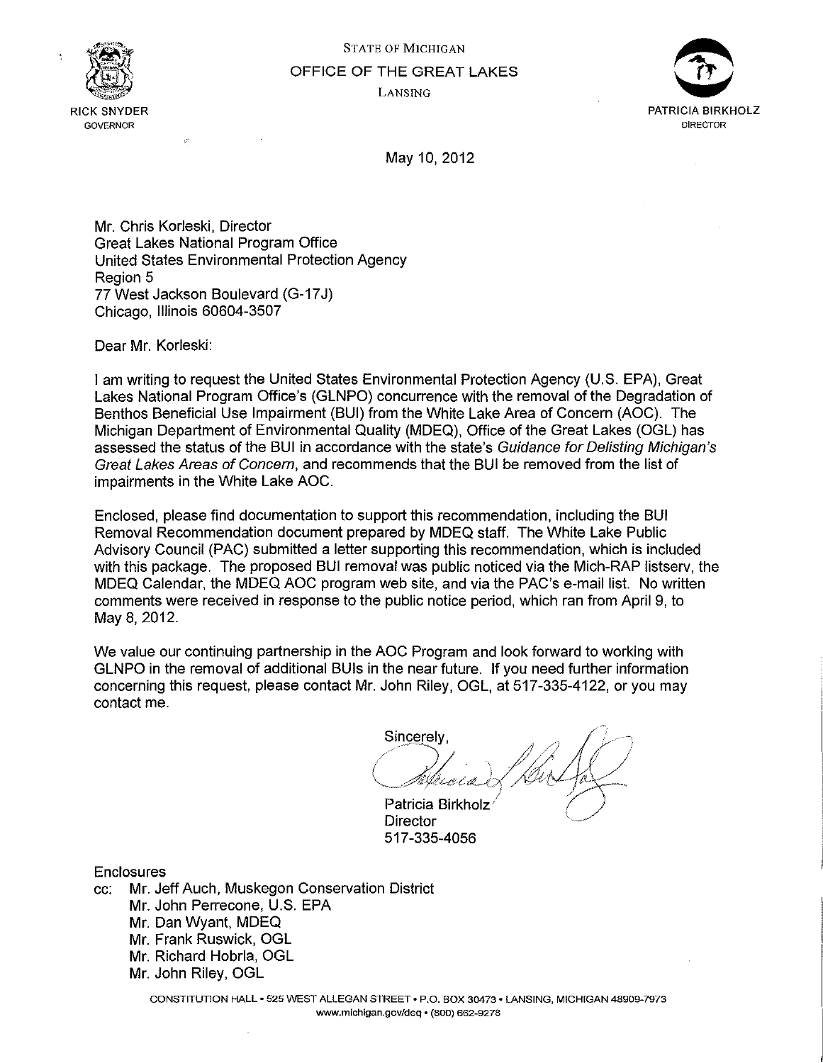STATE OF MICHIGAN
OFFICE OF THE GREAT LAKES
LANSING

RICK SNYDER
GOVERNOR

PATRICIA BIRKHOLZ
DIRECTOR

May 10, 2012

Mr. Chris Korleski, Director
Great Lakes National Program Office
United States Environmental Protection Agency
Region 5
77 West Jackson Boulevard (G-17J)
Chicago, Illinois 60604-3507

Dear Mr. Korleski:

I am writing to request the United States Environmental Protection Agency (U.S. EPA), Great Lakes National Program Office's (GLNPO) concurrence with the removal of the Degradation of Benthos Beneficial Use Impairment (BUI) from the White Lake Area of Concern (AOC). The Michigan Department of Environmental Quality (MDEQ), Office of the Great Lakes (OGL) has assessed the status of the BUI in accordance with the state's *Guidance for Delisting Michigan's Great Lakes Areas of Concern*, and recommends that the BUI be removed from the list of impairments in the White Lake AOC.

Enclosed, please find documentation to support this recommendation, including the BUI Removal Recommendation document prepared by MDEQ staff. The White Lake Public Advisory Council (PAC) submitted a letter supporting this recommendation, which is included with this package. The proposed BUI removal was public noticed via the Mich-RAP listserv, the MDEQ Calendar, the MDEQ AOC program web site, and via the PAC's e-mail list. No written comments were received in response to the public notice period, which ran from April 9, to May 8, 2012.

We value our continuing partnership in the AOC Program and look forward to working with GLNPO in the removal of additional BUIs in the near future. If you need further information concerning this request, please contact Mr. John Riley, OGL, at 517-335-4122, or you may contact me.

Sincerely,

Patricia Birkholz
Director
517-335-4056

Enclosures

cc: Mr. Jeff Auch, Muskegon Conservation District
Mr. John Perrecone, U.S. EPA
Mr. Dan Wyant, MDEQ
Mr. Frank Ruswick, OGL
Mr. Richard Hobrla, OGL
Mr. John Riley, OGL

CONSTITUTION HALL • 525 WEST ALLEGAN STREET • P.O. BOX 30473 • LANSING, MICHIGAN 48909-7973
www.michigan.gov/deq • (800) 662-9278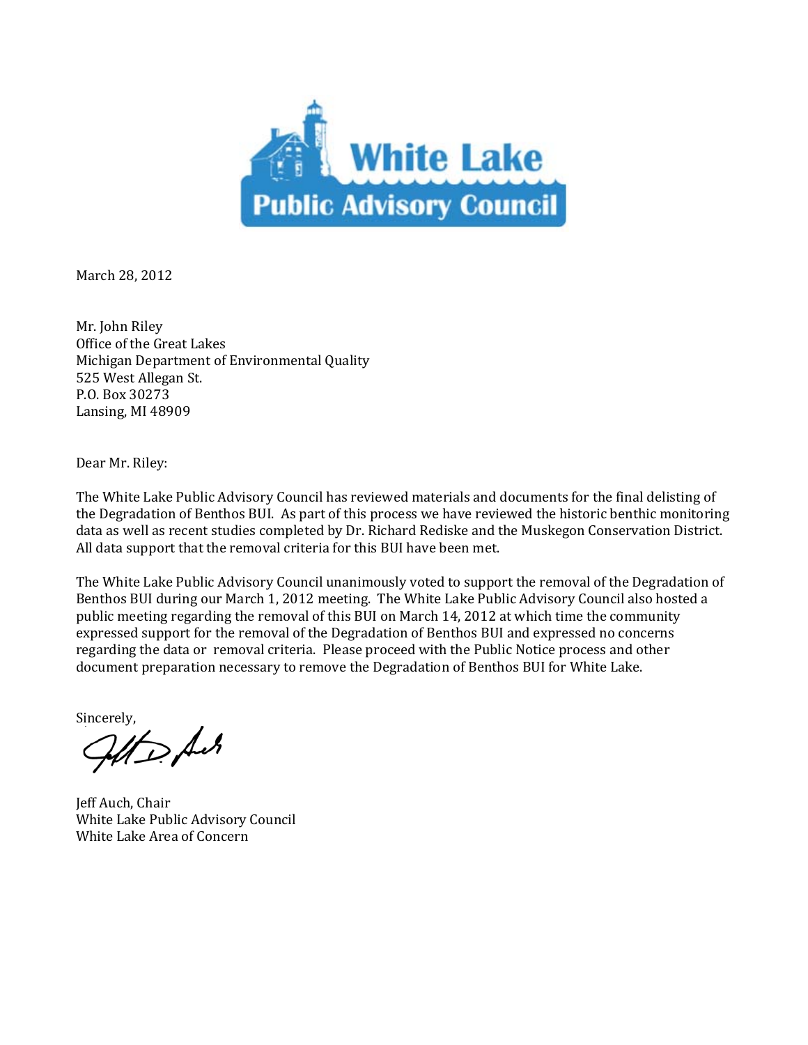White Lake
Public Advisory Council

March 28, 2012

Mr. John Riley
Office of the Great Lakes
Michigan Department of Environmental Quality
525 West Allegan St.
P.O. Box 30273
Lansing, MI 48909

Dear Mr. Riley:

The White Lake Public Advisory Council has reviewed materials and documents for the final delisting of the Degradation of Benthos BUI. As part of this process we have reviewed the historic benthic monitoring data as well as recent studies completed by Dr. Richard Rediske and the Muskegon Conservation District. All data support that the removal criteria for this BUI have been met.

The White Lake Public Advisory Council unanimously voted to support the removal of the Degradation of Benthos BUI during our March 1, 2012 meeting. The White Lake Public Advisory Council also hosted a public meeting regarding the removal of this BUI on March 14, 2012 at which time the community expressed support for the removal of the Degradation of Benthos BUI and expressed no concerns regarding the data or removal criteria. Please proceed with the Public Notice process and other document preparation necessary to remove the Degradation of Benthos BUI for White Lake.

Sincerely,

Jeff Auch, Chair
White Lake Public Advisory Council
White Lake Area of Concern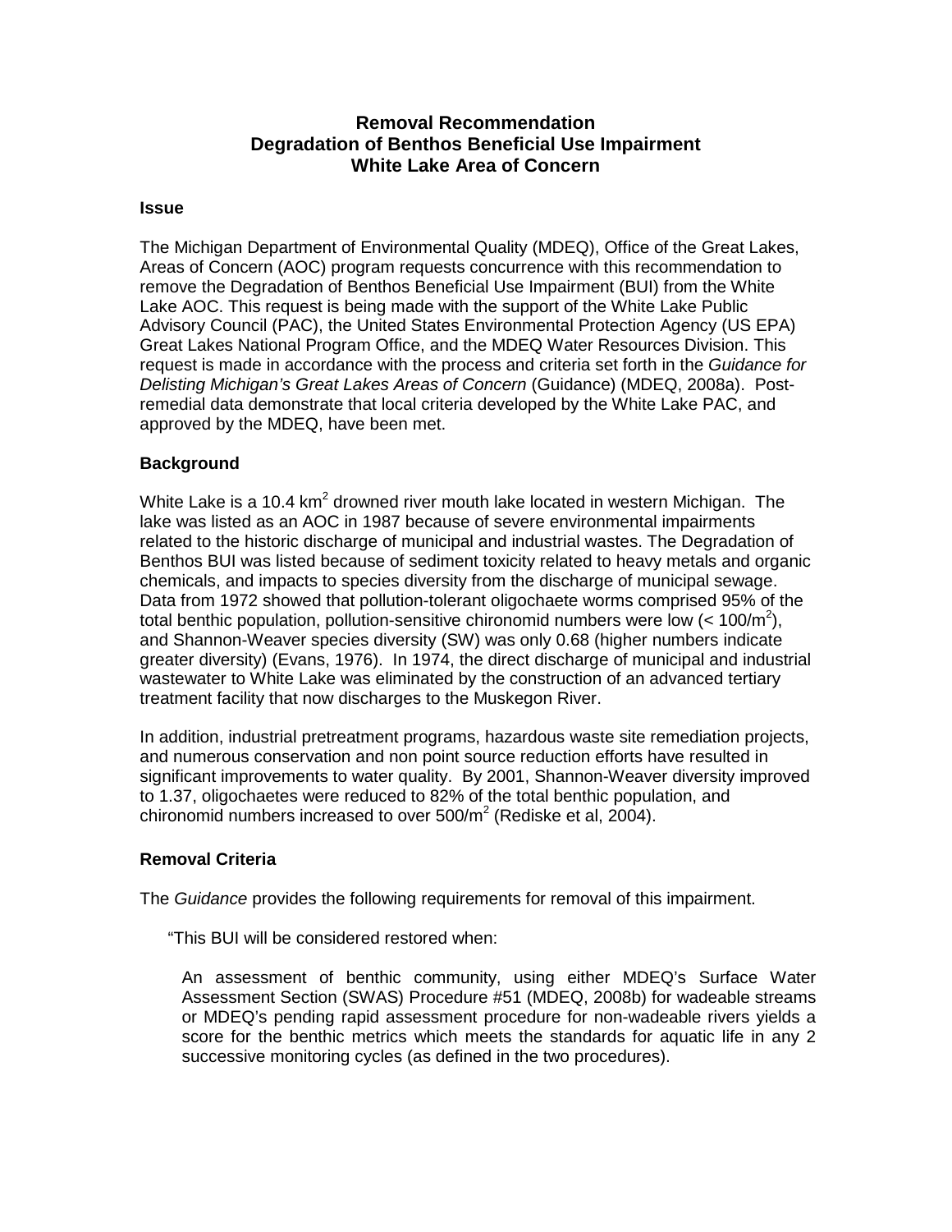## Removal Recommendation
## Degradation of Benthos Beneficial Use Impairment
## White Lake Area of Concern

### Issue

The Michigan Department of Environmental Quality (MDEQ), Office of the Great Lakes, Areas of Concern (AOC) program requests concurrence with this recommendation to remove the Degradation of Benthos Beneficial Use Impairment (BUI) from the White Lake AOC. This request is being made with the support of the White Lake Public Advisory Council (PAC), the United States Environmental Protection Agency (US EPA) Great Lakes National Program Office, and the MDEQ Water Resources Division. This request is made in accordance with the process and criteria set forth in the *Guidance for Delisting Michigan's Great Lakes Areas of Concern* (Guidance) (MDEQ, 2008a). Post-remedial data demonstrate that local criteria developed by the White Lake PAC, and approved by the MDEQ, have been met.

### Background

White Lake is a 10.4 $km^2$ drowned river mouth lake located in western Michigan. The lake was listed as an AOC in 1987 because of severe environmental impairments related to the historic discharge of municipal and industrial wastes. The Degradation of Benthos BUI was listed because of sediment toxicity related to heavy metals and organic chemicals, and impacts to species diversity from the discharge of municipal sewage. Data from 1972 showed that pollution-tolerant oligochaete worms comprised 95% of the total benthic population, pollution-sensitive chironomid numbers were low (< 100/$m^2$), and Shannon-Weaver species diversity (SW) was only 0.68 (higher numbers indicate greater diversity) (Evans, 1976). In 1974, the direct discharge of municipal and industrial wastewater to White Lake was eliminated by the construction of an advanced tertiary treatment facility that now discharges to the Muskegon River.

In addition, industrial pretreatment programs, hazardous waste site remediation projects, and numerous conservation and non point source reduction efforts have resulted in significant improvements to water quality. By 2001, Shannon-Weaver diversity improved to 1.37, oligochaetes were reduced to 82% of the total benthic population, and chironomid numbers increased to over 500/$m^2$ (Rediske et al, 2004).

### Removal Criteria

The *Guidance* provides the following requirements for removal of this impairment.

> "This BUI will be considered restored when:
>
> An assessment of benthic community, using either MDEQ's Surface Water Assessment Section (SWAS) Procedure #51 (MDEQ, 2008b) for wadeable streams or MDEQ's pending rapid assessment procedure for non-wadeable rivers yields a score for the benthic metrics which meets the standards for aquatic life in any 2 successive monitoring cycles (as defined in the two procedures).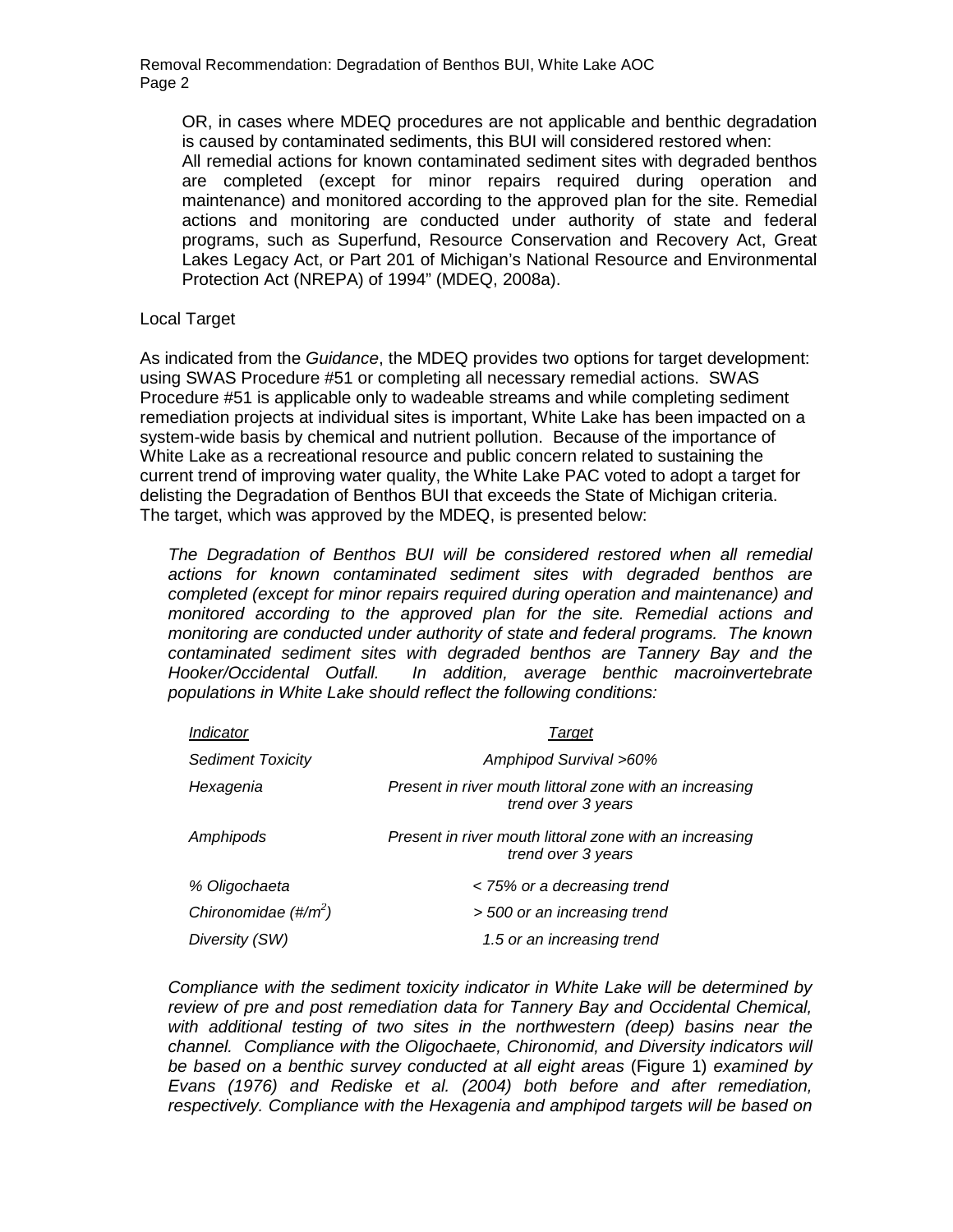OR, in cases where MDEQ procedures are not applicable and benthic degradation is caused by contaminated sediments, this BUI will considered restored when: All remedial actions for known contaminated sediment sites with degraded benthos are completed (except for minor repairs required during operation and maintenance) and monitored according to the approved plan for the site. Remedial actions and monitoring are conducted under authority of state and federal programs, such as Superfund, Resource Conservation and Recovery Act, Great Lakes Legacy Act, or Part 201 of Michigan's National Resource and Environmental Protection Act (NREPA) of 1994" (MDEQ, 2008a).

Local Target

As indicated from the *Guidance*, the MDEQ provides two options for target development: using SWAS Procedure #51 or completing all necessary remedial actions. SWAS Procedure #51 is applicable only to wadeable streams and while completing sediment remediation projects at individual sites is important, White Lake has been impacted on a system-wide basis by chemical and nutrient pollution. Because of the importance of White Lake as a recreational resource and public concern related to sustaining the current trend of improving water quality, the White Lake PAC voted to adopt a target for delisting the Degradation of Benthos BUI that exceeds the State of Michigan criteria. The target, which was approved by the MDEQ, is presented below:

*The Degradation of Benthos BUI will be considered restored when all remedial actions for known contaminated sediment sites with degraded benthos are completed (except for minor repairs required during operation and maintenance) and monitored according to the approved plan for the site. Remedial actions and monitoring are conducted under authority of state and federal programs. The known contaminated sediment sites with degraded benthos are Tannery Bay and the Hooker/Occidental Outfall. In addition, average benthic macroinvertebrate populations in White Lake should reflect the following conditions:*

| *Indicator* | *Target* |
|---|---|
| *Sediment Toxicity* | *Amphipod Survival >60%* |
| *Hexagenia* | *Present in river mouth littoral zone with an increasing trend over 3 years* |
| *Amphipods* | *Present in river mouth littoral zone with an increasing trend over 3 years* |
| *% Oligochaeta* | *< 75% or a decreasing trend* |
| *Chironomidae (#/$m^2$)* | *> 500 or an increasing trend* |
| *Diversity (SW)* | *1.5 or an increasing trend* |

*Compliance with the sediment toxicity indicator in White Lake will be determined by review of pre and post remediation data for Tannery Bay and Occidental Chemical, with additional testing of two sites in the northwestern (deep) basins near the channel. Compliance with the Oligochaete, Chironomid, and Diversity indicators will be based on a benthic survey conducted at all eight areas* (Figure 1) *examined by Evans (1976) and Rediske et al. (2004) both before and after remediation, respectively. Compliance with the Hexagenia and amphipod targets will be based on*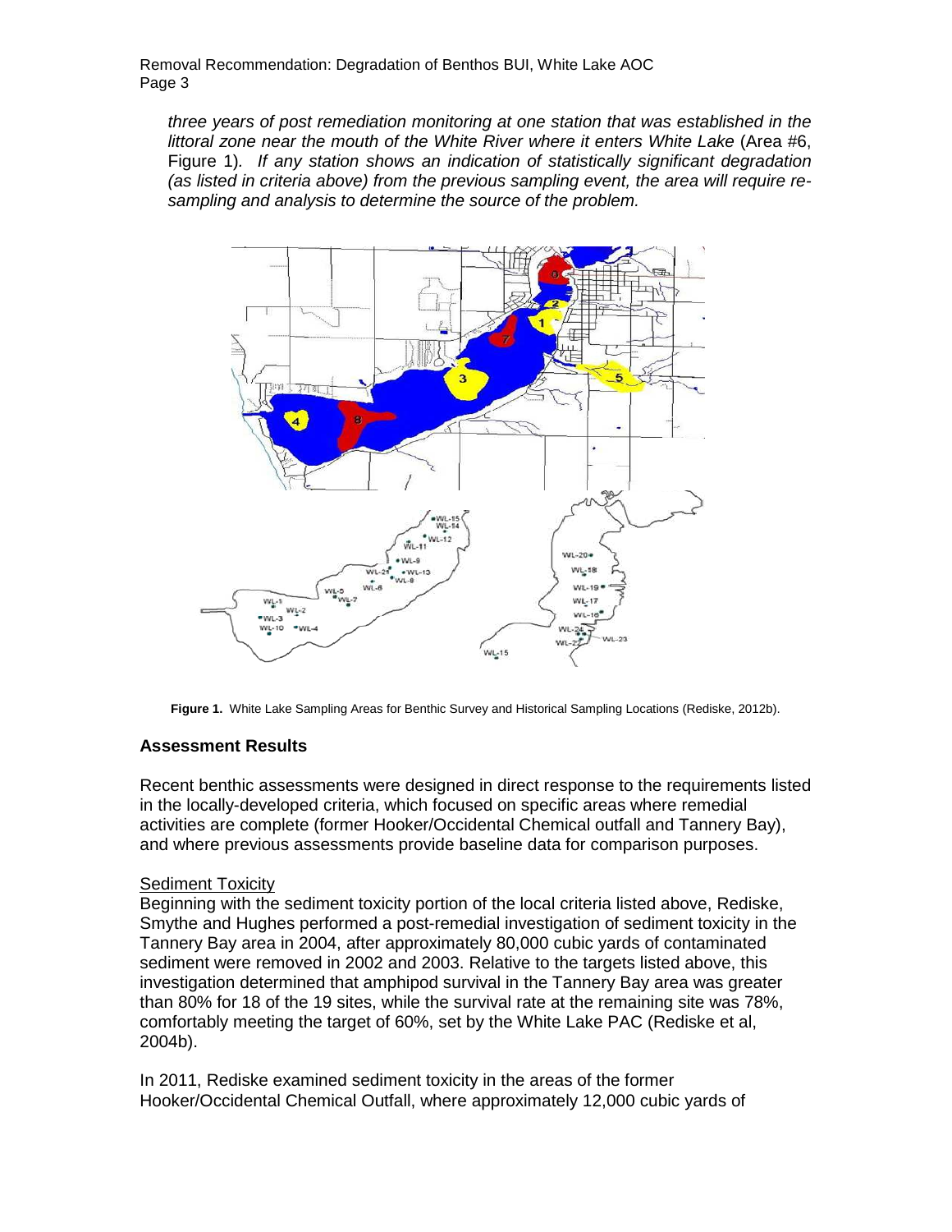*three years of post remediation monitoring at one station that was established in the littoral zone near the mouth of the White River where it enters White Lake* (Area #6, Figure 1)*. If any station shows an indication of statistically significant degradation (as listed in criteria above) from the previous sampling event, the area will require re-sampling and analysis to determine the source of the problem.*

**Figure 1.** White Lake Sampling Areas for Benthic Survey and Historical Sampling Locations (Rediske, 2012b).

### Assessment Results

Recent benthic assessments were designed in direct response to the requirements listed in the locally-developed criteria, which focused on specific areas where remedial activities are complete (former Hooker/Occidental Chemical outfall and Tannery Bay), and where previous assessments provide baseline data for comparison purposes.

Sediment Toxicity

Beginning with the sediment toxicity portion of the local criteria listed above, Rediske, Smythe and Hughes performed a post-remedial investigation of sediment toxicity in the Tannery Bay area in 2004, after approximately 80,000 cubic yards of contaminated sediment were removed in 2002 and 2003. Relative to the targets listed above, this investigation determined that amphipod survival in the Tannery Bay area was greater than 80% for 18 of the 19 sites, while the survival rate at the remaining site was 78%, comfortably meeting the target of 60%, set by the White Lake PAC (Rediske et al, 2004b).

In 2011, Rediske examined sediment toxicity in the areas of the former Hooker/Occidental Chemical Outfall, where approximately 12,000 cubic yards of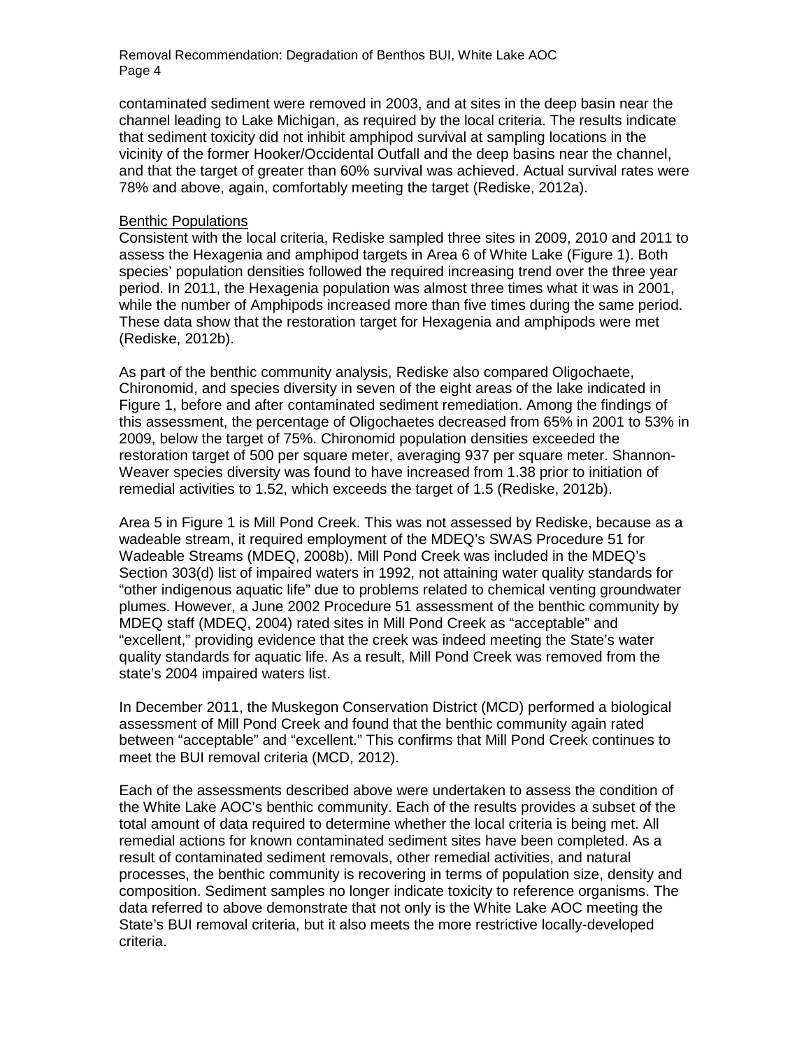contaminated sediment were removed in 2003, and at sites in the deep basin near the channel leading to Lake Michigan, as required by the local criteria. The results indicate that sediment toxicity did not inhibit amphipod survival at sampling locations in the vicinity of the former Hooker/Occidental Outfall and the deep basins near the channel, and that the target of greater than 60% survival was achieved. Actual survival rates were 78% and above, again, comfortably meeting the target (Rediske, 2012a).

Benthic Populations

Consistent with the local criteria, Rediske sampled three sites in 2009, 2010 and 2011 to assess the Hexagenia and amphipod targets in Area 6 of White Lake (Figure 1). Both species' population densities followed the required increasing trend over the three year period. In 2011, the Hexagenia population was almost three times what it was in 2001, while the number of Amphipods increased more than five times during the same period. These data show that the restoration target for Hexagenia and amphipods were met (Rediske, 2012b).

As part of the benthic community analysis, Rediske also compared Oligochaete, Chironomid, and species diversity in seven of the eight areas of the lake indicated in Figure 1, before and after contaminated sediment remediation. Among the findings of this assessment, the percentage of Oligochaetes decreased from 65% in 2001 to 53% in 2009, below the target of 75%. Chironomid population densities exceeded the restoration target of 500 per square meter, averaging 937 per square meter. Shannon-Weaver species diversity was found to have increased from 1.38 prior to initiation of remedial activities to 1.52, which exceeds the target of 1.5 (Rediske, 2012b).

Area 5 in Figure 1 is Mill Pond Creek. This was not assessed by Rediske, because as a wadeable stream, it required employment of the MDEQ's SWAS Procedure 51 for Wadeable Streams (MDEQ, 2008b). Mill Pond Creek was included in the MDEQ's Section 303(d) list of impaired waters in 1992, not attaining water quality standards for "other indigenous aquatic life" due to problems related to chemical venting groundwater plumes. However, a June 2002 Procedure 51 assessment of the benthic community by MDEQ staff (MDEQ, 2004) rated sites in Mill Pond Creek as "acceptable" and "excellent," providing evidence that the creek was indeed meeting the State's water quality standards for aquatic life. As a result, Mill Pond Creek was removed from the state's 2004 impaired waters list.

In December 2011, the Muskegon Conservation District (MCD) performed a biological assessment of Mill Pond Creek and found that the benthic community again rated between "acceptable" and "excellent." This confirms that Mill Pond Creek continues to meet the BUI removal criteria (MCD, 2012).

Each of the assessments described above were undertaken to assess the condition of the White Lake AOC's benthic community. Each of the results provides a subset of the total amount of data required to determine whether the local criteria is being met. All remedial actions for known contaminated sediment sites have been completed. As a result of contaminated sediment removals, other remedial activities, and natural processes, the benthic community is recovering in terms of population size, density and composition. Sediment samples no longer indicate toxicity to reference organisms. The data referred to above demonstrate that not only is the White Lake AOC meeting the State's BUI removal criteria, but it also meets the more restrictive locally-developed criteria.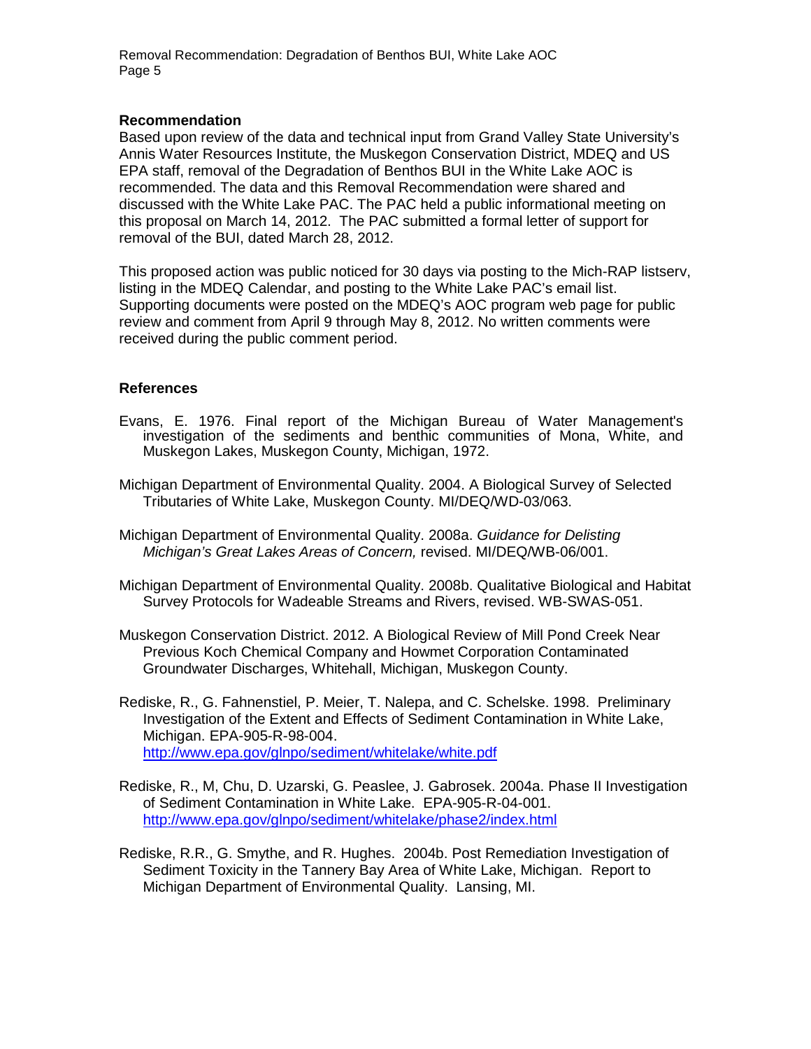## Recommendation

Based upon review of the data and technical input from Grand Valley State University's Annis Water Resources Institute, the Muskegon Conservation District, MDEQ and US EPA staff, removal of the Degradation of Benthos BUI in the White Lake AOC is recommended. The data and this Removal Recommendation were shared and discussed with the White Lake PAC. The PAC held a public informational meeting on this proposal on March 14, 2012. The PAC submitted a formal letter of support for removal of the BUI, dated March 28, 2012.

This proposed action was public noticed for 30 days via posting to the Mich-RAP listserv, listing in the MDEQ Calendar, and posting to the White Lake PAC's email list. Supporting documents were posted on the MDEQ's AOC program web page for public review and comment from April 9 through May 8, 2012. No written comments were received during the public comment period.

## References

Evans, E. 1976. Final report of the Michigan Bureau of Water Management's investigation of the sediments and benthic communities of Mona, White, and Muskegon Lakes, Muskegon County, Michigan, 1972.

Michigan Department of Environmental Quality. 2004. A Biological Survey of Selected Tributaries of White Lake, Muskegon County. MI/DEQ/WD-03/063.

Michigan Department of Environmental Quality. 2008a. *Guidance for Delisting Michigan's Great Lakes Areas of Concern,* revised. MI/DEQ/WB-06/001.

Michigan Department of Environmental Quality. 2008b. Qualitative Biological and Habitat Survey Protocols for Wadeable Streams and Rivers, revised. WB-SWAS-051.

Muskegon Conservation District. 2012. A Biological Review of Mill Pond Creek Near Previous Koch Chemical Company and Howmet Corporation Contaminated Groundwater Discharges, Whitehall, Michigan, Muskegon County.

Rediske, R., G. Fahnenstiel, P. Meier, T. Nalepa, and C. Schelske. 1998. Preliminary Investigation of the Extent and Effects of Sediment Contamination in White Lake, Michigan. EPA-905-R-98-004. http://www.epa.gov/glnpo/sediment/whitelake/white.pdf

Rediske, R., M, Chu, D. Uzarski, G. Peaslee, J. Gabrosek. 2004a. Phase II Investigation of Sediment Contamination in White Lake. EPA-905-R-04-001. http://www.epa.gov/glnpo/sediment/whitelake/phase2/index.html

Rediske, R.R., G. Smythe, and R. Hughes. 2004b. Post Remediation Investigation of Sediment Toxicity in the Tannery Bay Area of White Lake, Michigan. Report to Michigan Department of Environmental Quality. Lansing, MI.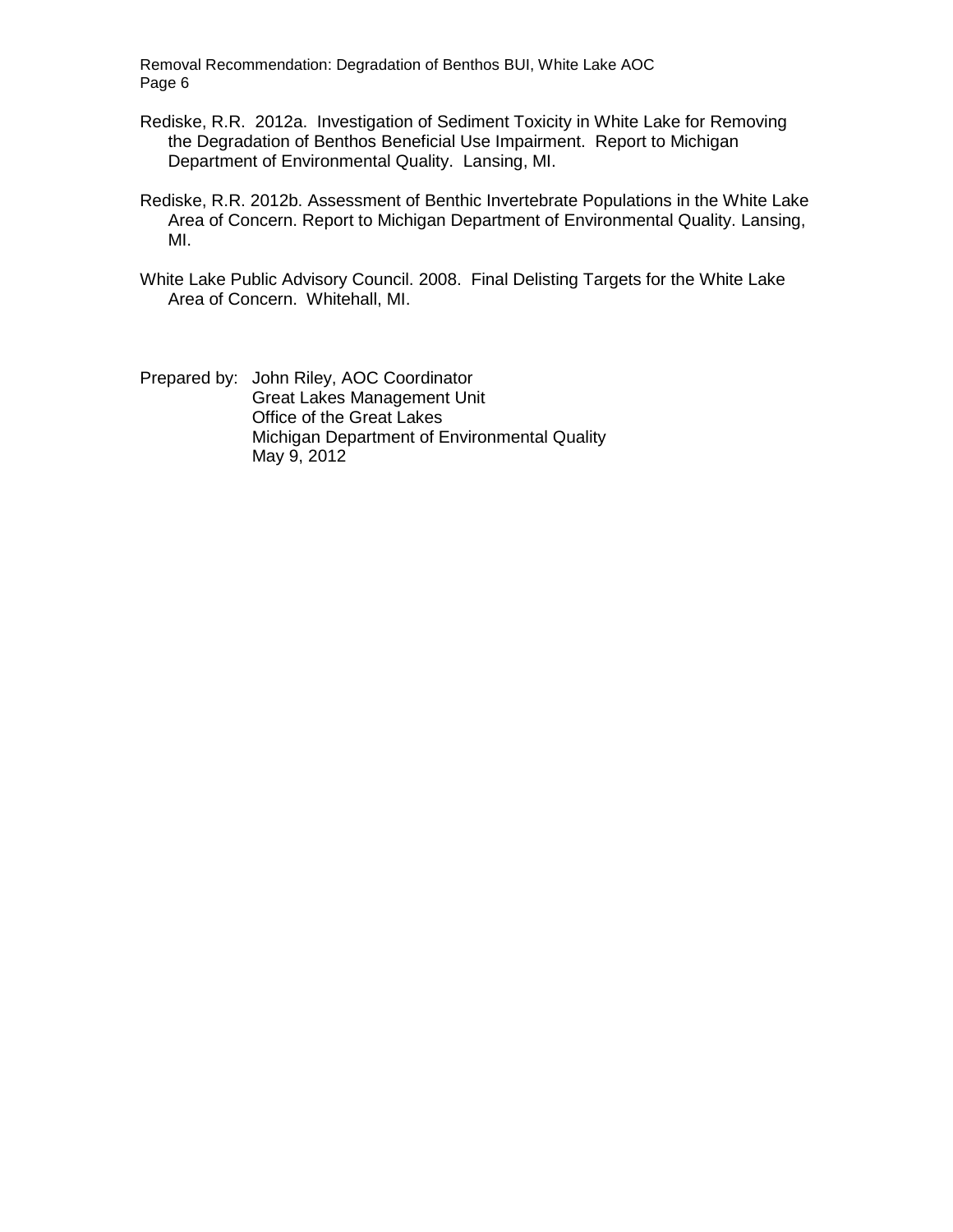Rediske, R.R. 2012a. Investigation of Sediment Toxicity in White Lake for Removing the Degradation of Benthos Beneficial Use Impairment. Report to Michigan Department of Environmental Quality. Lansing, MI.

Rediske, R.R. 2012b. Assessment of Benthic Invertebrate Populations in the White Lake Area of Concern. Report to Michigan Department of Environmental Quality. Lansing, MI.

White Lake Public Advisory Council. 2008. Final Delisting Targets for the White Lake Area of Concern. Whitehall, MI.

Prepared by: John Riley, AOC Coordinator  
Great Lakes Management Unit  
Office of the Great Lakes  
Michigan Department of Environmental Quality  
May 9, 2012